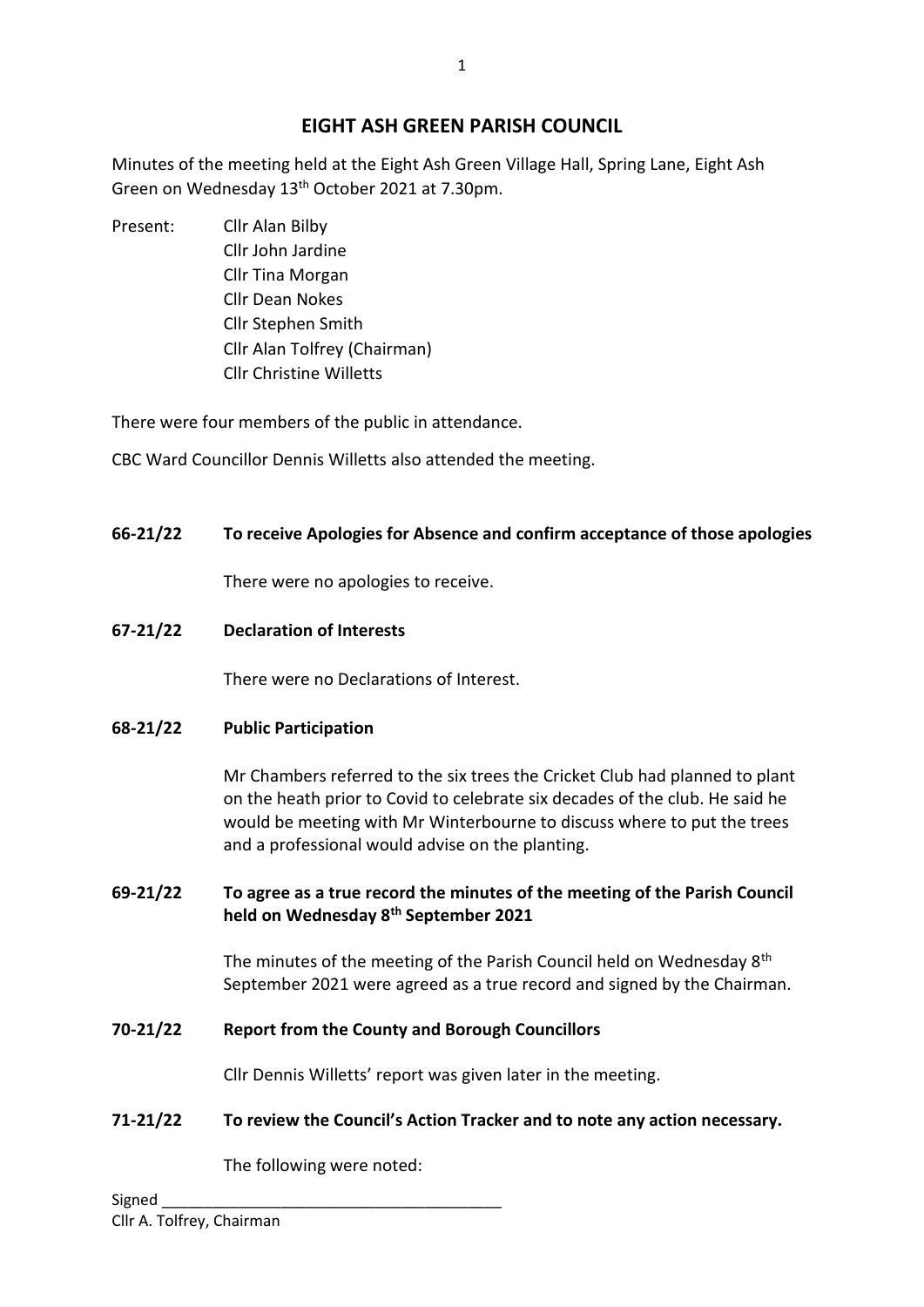# EIGHT ASH GREEN PARISH COUNCIL

Minutes of the meeting held at the Eight Ash Green Village Hall, Spring Lane, Eight Ash Green on Wednesday 13th October 2021 at 7.30pm.

Present:
- Cllr Alan Bilby
- Cllr John Jardine
- Cllr Tina Morgan
- Cllr Dean Nokes
- Cllr Stephen Smith
- Cllr Alan Tolfrey (Chairman)
- Cllr Christine Willetts

There were four members of the public in attendance.

CBC Ward Councillor Dennis Willetts also attended the meeting.

**66-21/22 To receive Apologies for Absence and confirm acceptance of those apologies**

There were no apologies to receive.

**67-21/22 Declaration of Interests**

There were no Declarations of Interest.

**68-21/22 Public Participation**

Mr Chambers referred to the six trees the Cricket Club had planned to plant on the heath prior to Covid to celebrate six decades of the club. He said he would be meeting with Mr Winterbourne to discuss where to put the trees and a professional would advise on the planting.

**69-21/22 To agree as a true record the minutes of the meeting of the Parish Council held on Wednesday 8th September 2021**

The minutes of the meeting of the Parish Council held on Wednesday 8th September 2021 were agreed as a true record and signed by the Chairman.

**70-21/22 Report from the County and Borough Councillors**

Cllr Dennis Willetts' report was given later in the meeting.

**71-21/22 To review the Council's Action Tracker and to note any action necessary.**

The following were noted:

Signed ________________________________________
Cllr A. Tolfrey, Chairman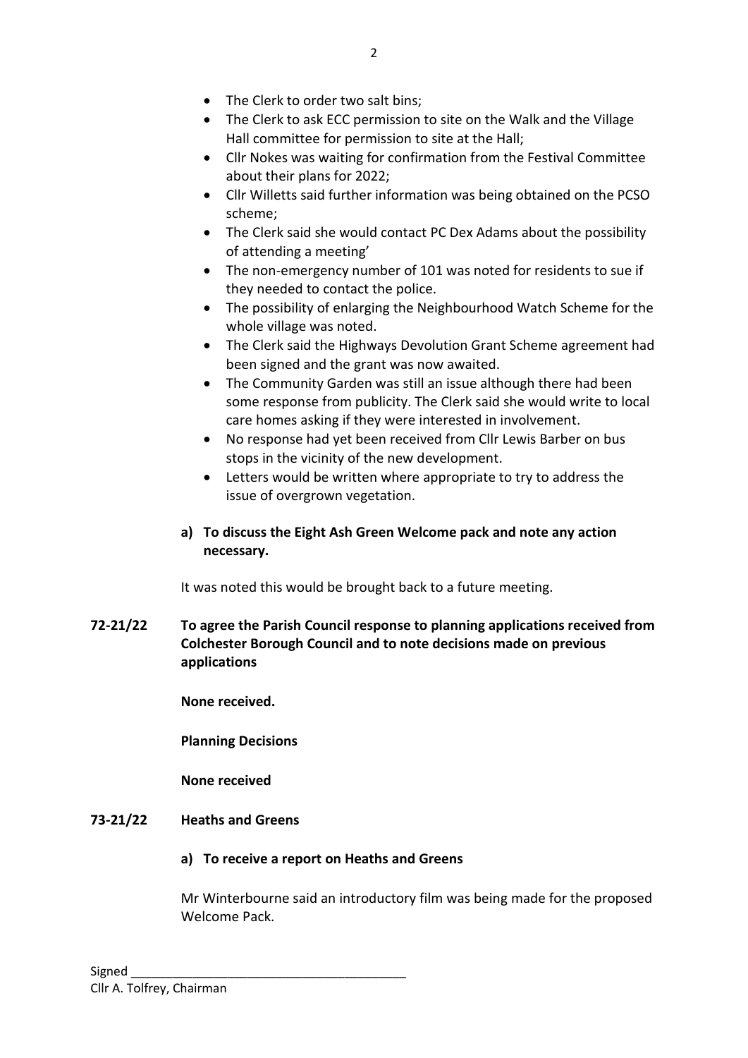- The Clerk to order two salt bins;
- The Clerk to ask ECC permission to site on the Walk and the Village Hall committee for permission to site at the Hall;
- Cllr Nokes was waiting for confirmation from the Festival Committee about their plans for 2022;
- Cllr Willetts said further information was being obtained on the PCSO scheme;
- The Clerk said she would contact PC Dex Adams about the possibility of attending a meeting'
- The non-emergency number of 101 was noted for residents to sue if they needed to contact the police.
- The possibility of enlarging the Neighbourhood Watch Scheme for the whole village was noted.
- The Clerk said the Highways Devolution Grant Scheme agreement had been signed and the grant was now awaited.
- The Community Garden was still an issue although there had been some response from publicity. The Clerk said she would write to local care homes asking if they were interested in involvement.
- No response had yet been received from Cllr Lewis Barber on bus stops in the vicinity of the new development.
- Letters would be written where appropriate to try to address the issue of overgrown vegetation.

**a) To discuss the Eight Ash Green Welcome pack and note any action necessary.**

It was noted this would be brought back to a future meeting.

**72-21/22 To agree the Parish Council response to planning applications received from Colchester Borough Council and to note decisions made on previous applications**

**None received.**

**Planning Decisions**

**None received**

**73-21/22 Heaths and Greens**

**a) To receive a report on Heaths and Greens**

Mr Winterbourne said an introductory film was being made for the proposed Welcome Pack.

Signed \_\_\_\_\_\_\_\_\_\_\_\_\_\_\_\_\_\_\_\_\_\_\_\_\_\_\_\_\_\_\_\_\_\_\_\_\_\_\_\_

Cllr A. Tolfrey, Chairman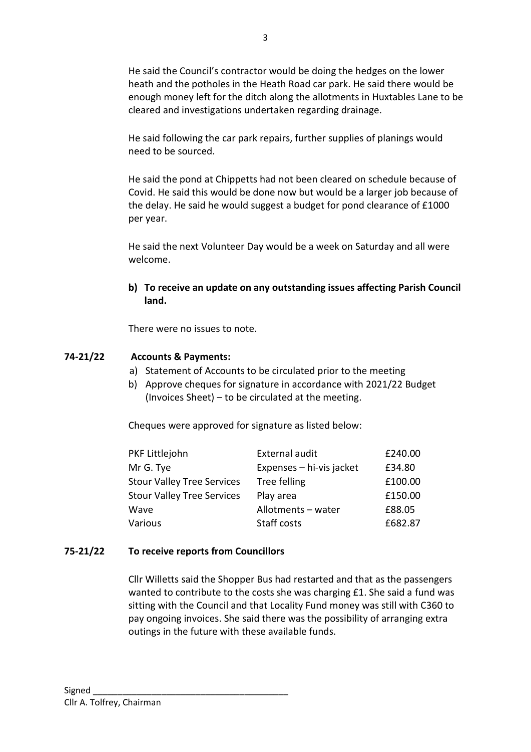He said the Council's contractor would be doing the hedges on the lower heath and the potholes in the Heath Road car park. He said there would be enough money left for the ditch along the allotments in Huxtables Lane to be cleared and investigations undertaken regarding drainage.

He said following the car park repairs, further supplies of planings would need to be sourced.

He said the pond at Chippetts had not been cleared on schedule because of Covid. He said this would be done now but would be a larger job because of the delay. He said he would suggest a budget for pond clearance of £1000 per year.

He said the next Volunteer Day would be a week on Saturday and all were welcome.

**b) To receive an update on any outstanding issues affecting Parish Council land.**

There were no issues to note.

**74-21/22 Accounts & Payments:**

a) Statement of Accounts to be circulated prior to the meeting
b) Approve cheques for signature in accordance with 2021/22 Budget (Invoices Sheet) – to be circulated at the meeting.

Cheques were approved for signature as listed below:

| | | |
|---|---|---|
| PKF Littlejohn | External audit | £240.00 |
| Mr G. Tye | Expenses – hi-vis jacket | £34.80 |
| Stour Valley Tree Services | Tree felling | £100.00 |
| Stour Valley Tree Services | Play area | £150.00 |
| Wave | Allotments – water | £88.05 |
| Various | Staff costs | £682.87 |

**75-21/22 To receive reports from Councillors**

Cllr Willetts said the Shopper Bus had restarted and that as the passengers wanted to contribute to the costs she was charging £1. She said a fund was sitting with the Council and that Locality Fund money was still with C360 to pay ongoing invoices. She said there was the possibility of arranging extra outings in the future with these available funds.

Signed ________________________________________
Cllr A. Tolfrey, Chairman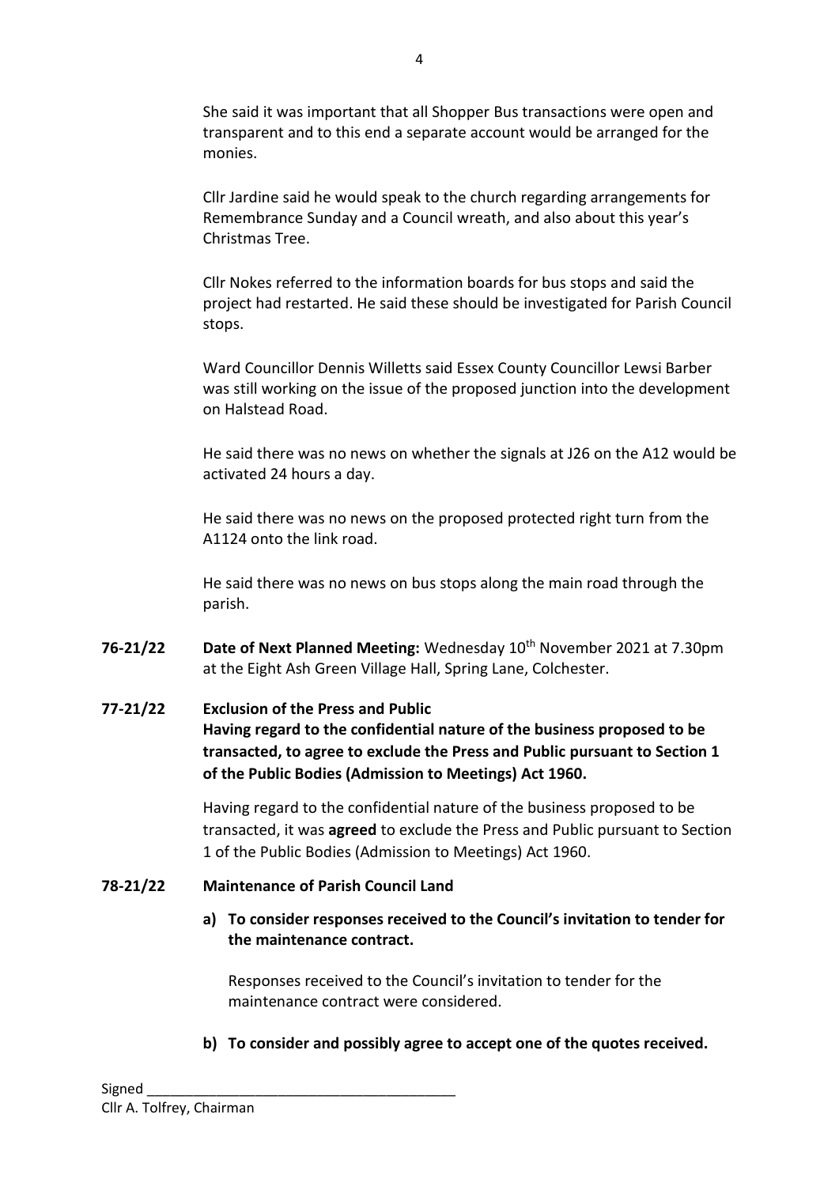She said it was important that all Shopper Bus transactions were open and transparent and to this end a separate account would be arranged for the monies.

Cllr Jardine said he would speak to the church regarding arrangements for Remembrance Sunday and a Council wreath, and also about this year's Christmas Tree.

Cllr Nokes referred to the information boards for bus stops and said the project had restarted. He said these should be investigated for Parish Council stops.

Ward Councillor Dennis Willetts said Essex County Councillor Lewsi Barber was still working on the issue of the proposed junction into the development on Halstead Road.

He said there was no news on whether the signals at J26 on the A12 would be activated 24 hours a day.

He said there was no news on the proposed protected right turn from the A1124 onto the link road.

He said there was no news on bus stops along the main road through the parish.

**76-21/22 Date of Next Planned Meeting:** Wednesday 10th November 2021 at 7.30pm at the Eight Ash Green Village Hall, Spring Lane, Colchester.

**77-21/22 Exclusion of the Press and Public**

**Having regard to the confidential nature of the business proposed to be transacted, to agree to exclude the Press and Public pursuant to Section 1 of the Public Bodies (Admission to Meetings) Act 1960.**

Having regard to the confidential nature of the business proposed to be transacted, it was **agreed** to exclude the Press and Public pursuant to Section 1 of the Public Bodies (Admission to Meetings) Act 1960.

**78-21/22 Maintenance of Parish Council Land**

**a) To consider responses received to the Council's invitation to tender for the maintenance contract.**

Responses received to the Council's invitation to tender for the maintenance contract were considered.

**b) To consider and possibly agree to accept one of the quotes received.**

Signed ________________________________________
Cllr A. Tolfrey, Chairman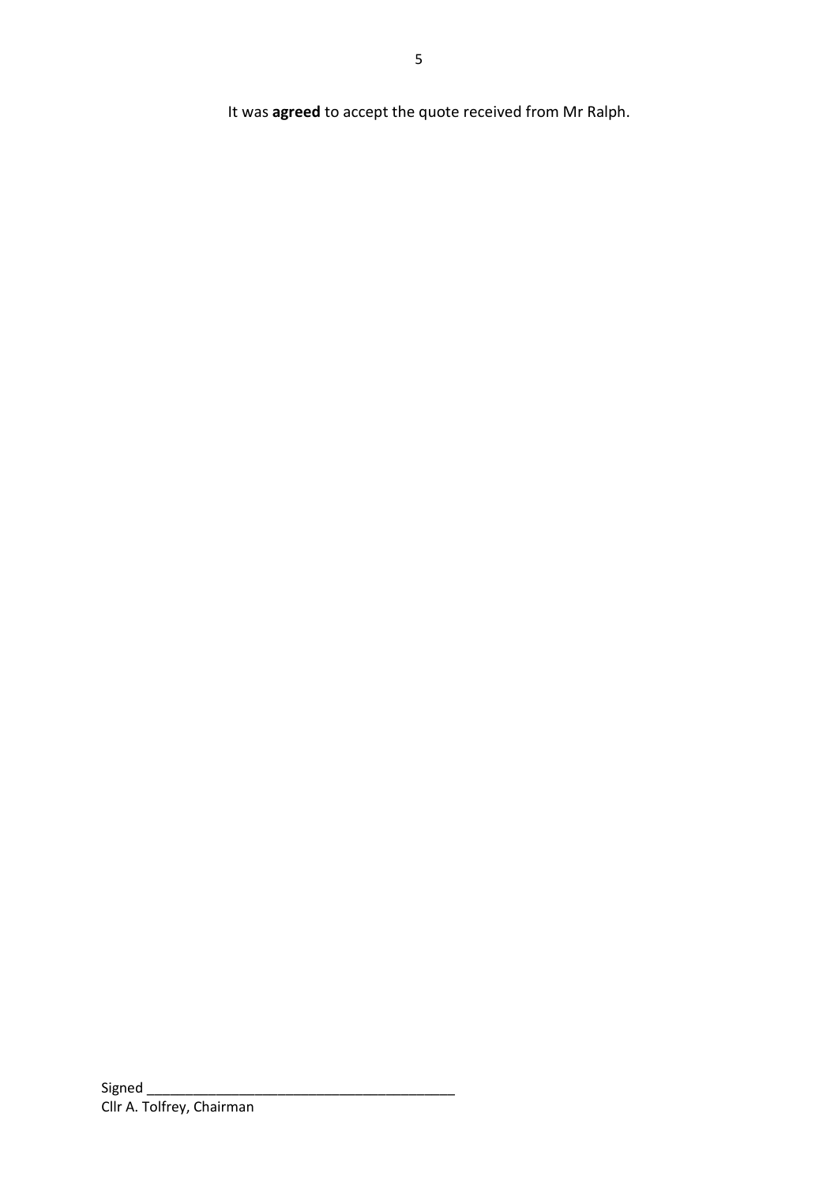It was **agreed** to accept the quote received from Mr Ralph.

Signed ________________________________________
Cllr A. Tolfrey, Chairman